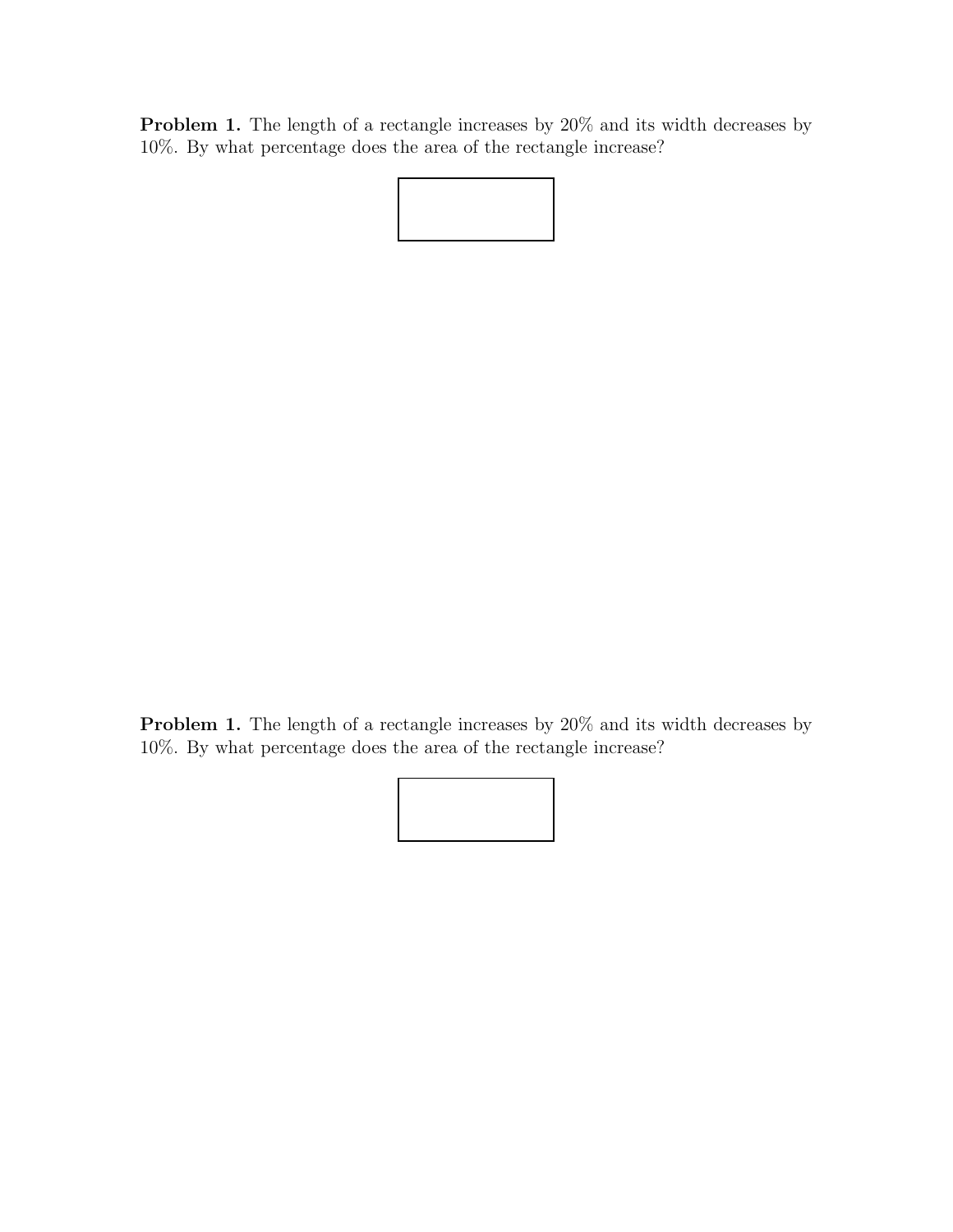**Problem 1.** The length of a rectangle increases by 20% and its width decreases by 10%. By what percentage does the area of the rectangle increase?

**Problem 1.** The length of a rectangle increases by 20% and its width decreases by 10%. By what percentage does the area of the rectangle increase?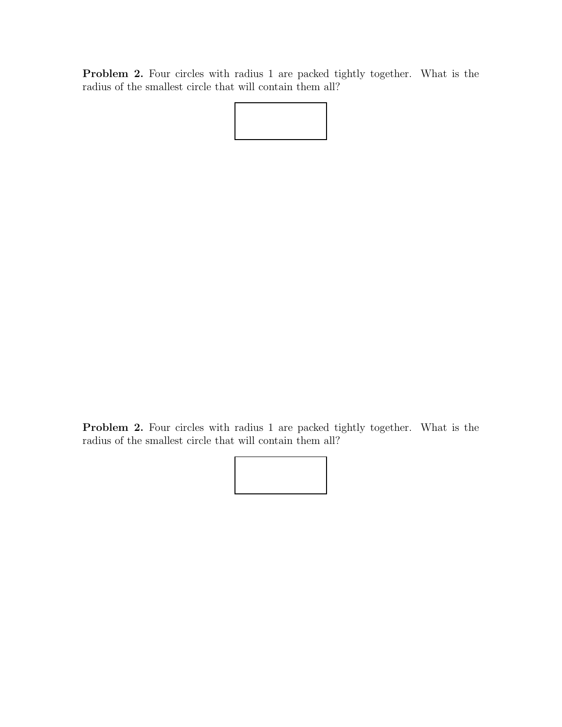**Problem 2.** Four circles with radius 1 are packed tightly together. What is the radius of the smallest circle that will contain them all?

**Problem 2.** Four circles with radius 1 are packed tightly together. What is the radius of the smallest circle that will contain them all?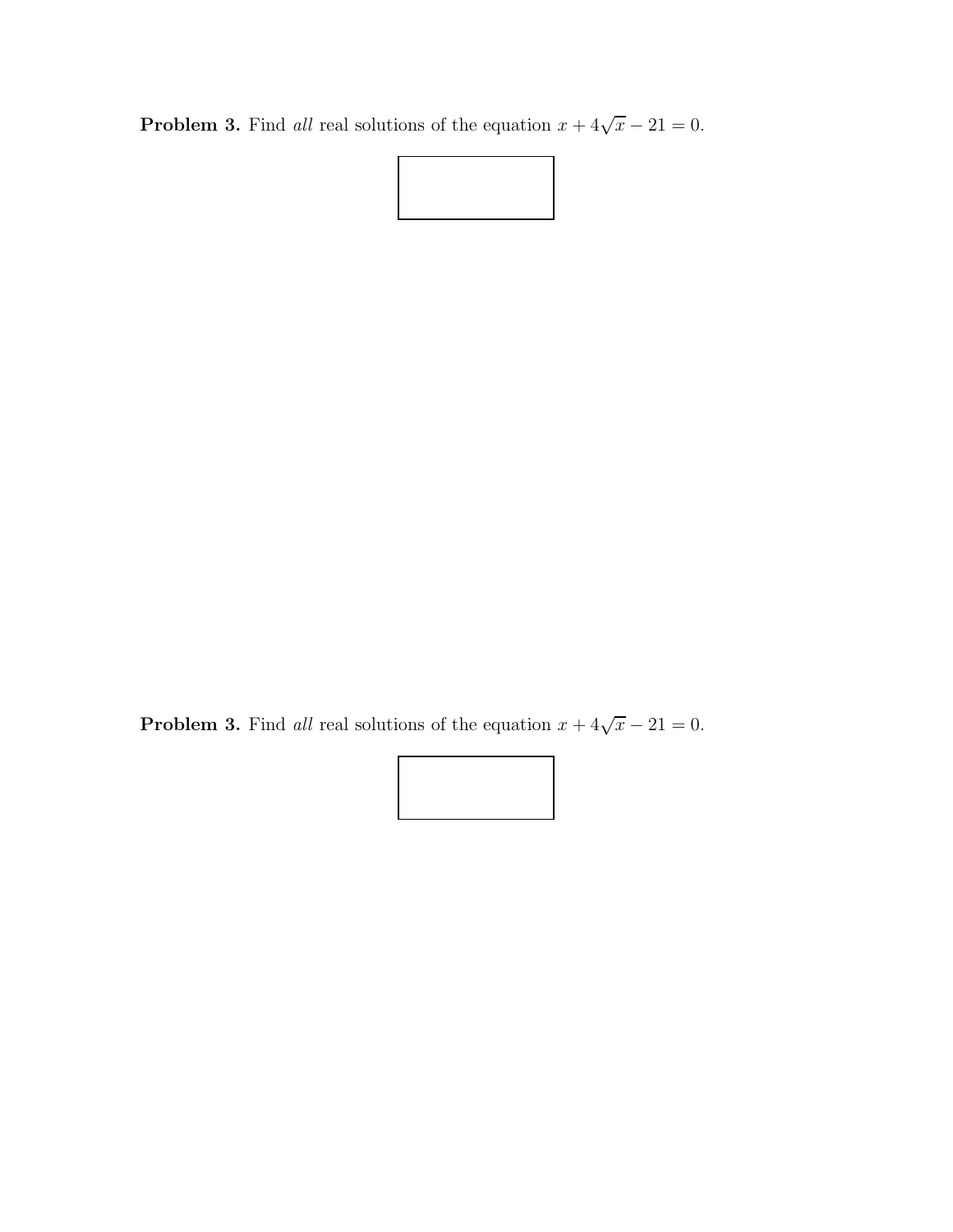**Problem 3.** Find *all* real solutions of the equation $x + 4\sqrt{x} - 21 = 0$.

**Problem 3.** Find *all* real solutions of the equation $x + 4\sqrt{x} - 21 = 0$.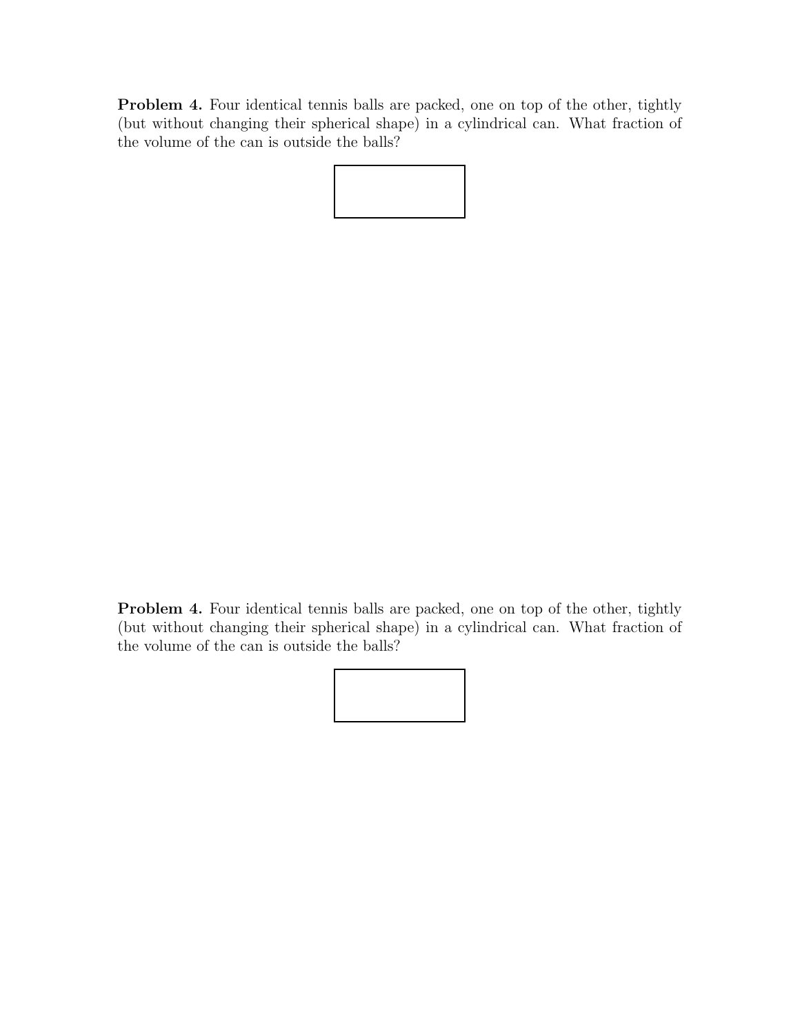**Problem 4.** Four identical tennis balls are packed, one on top of the other, tightly (but without changing their spherical shape) in a cylindrical can. What fraction of the volume of the can is outside the balls?

**Problem 4.** Four identical tennis balls are packed, one on top of the other, tightly (but without changing their spherical shape) in a cylindrical can. What fraction of the volume of the can is outside the balls?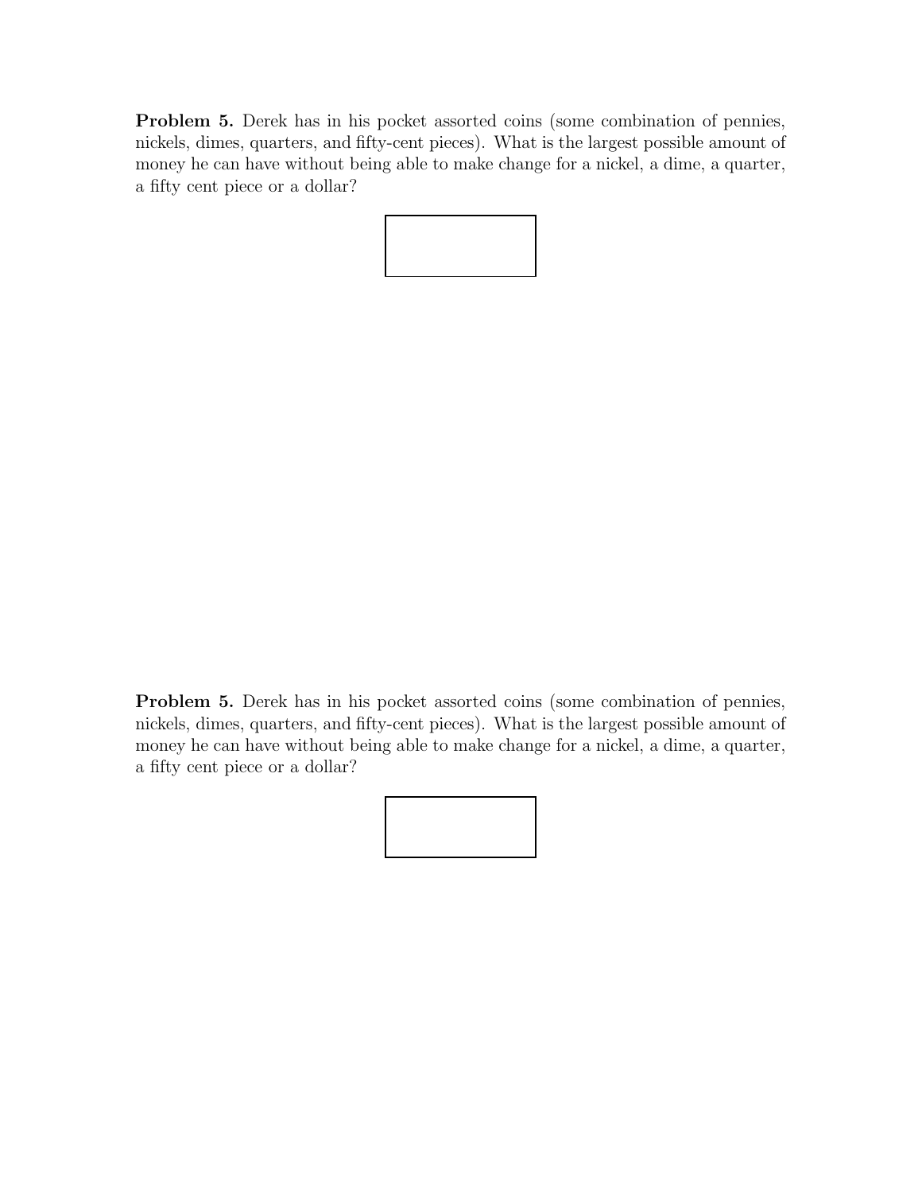**Problem 5.** Derek has in his pocket assorted coins (some combination of pennies, nickels, dimes, quarters, and fifty-cent pieces). What is the largest possible amount of money he can have without being able to make change for a nickel, a dime, a quarter, a fifty cent piece or a dollar?

**Problem 5.** Derek has in his pocket assorted coins (some combination of pennies, nickels, dimes, quarters, and fifty-cent pieces). What is the largest possible amount of money he can have without being able to make change for a nickel, a dime, a quarter, a fifty cent piece or a dollar?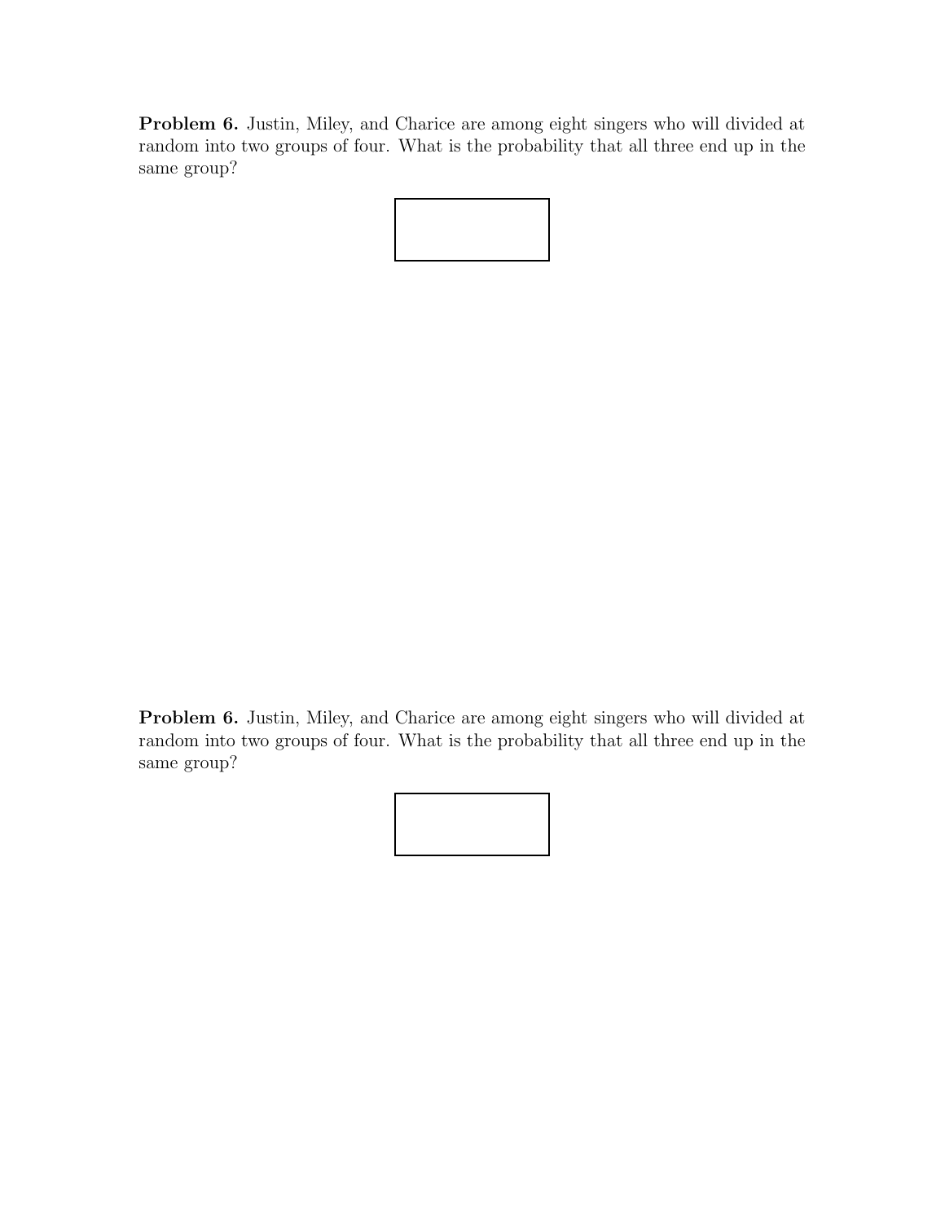**Problem 6.** Justin, Miley, and Charice are among eight singers who will divided at random into two groups of four. What is the probability that all three end up in the same group?

**Problem 6.** Justin, Miley, and Charice are among eight singers who will divided at random into two groups of four. What is the probability that all three end up in the same group?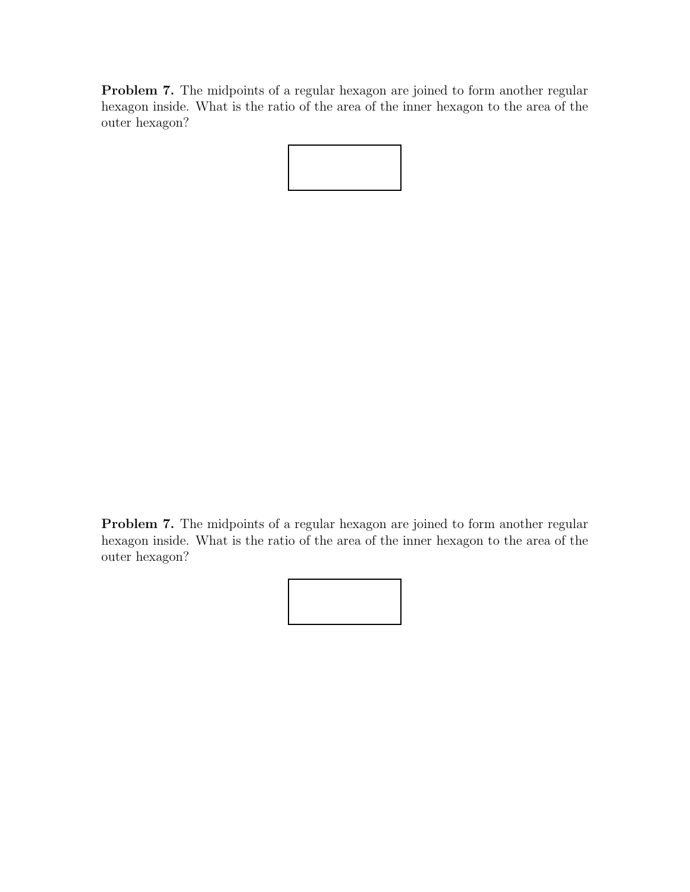**Problem 7.** The midpoints of a regular hexagon are joined to form another regular hexagon inside. What is the ratio of the area of the inner hexagon to the area of the outer hexagon?

**Problem 7.** The midpoints of a regular hexagon are joined to form another regular hexagon inside. What is the ratio of the area of the inner hexagon to the area of the outer hexagon?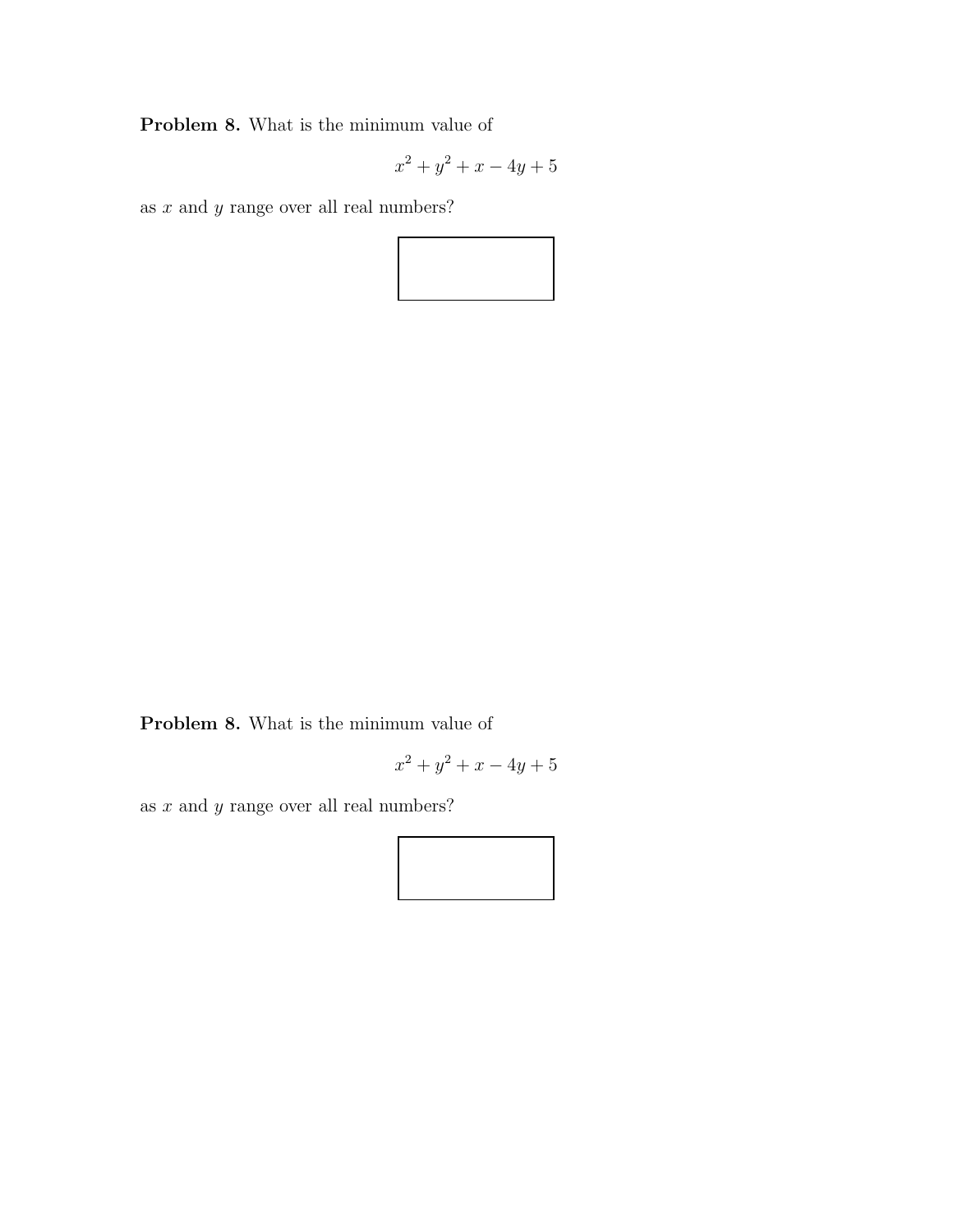**Problem 8.** What is the minimum value of

$$x^2 + y^2 + x - 4y + 5$$

as $x$ and $y$ range over all real numbers?

**Problem 8.** What is the minimum value of

$$x^2 + y^2 + x - 4y + 5$$

as $x$ and $y$ range over all real numbers?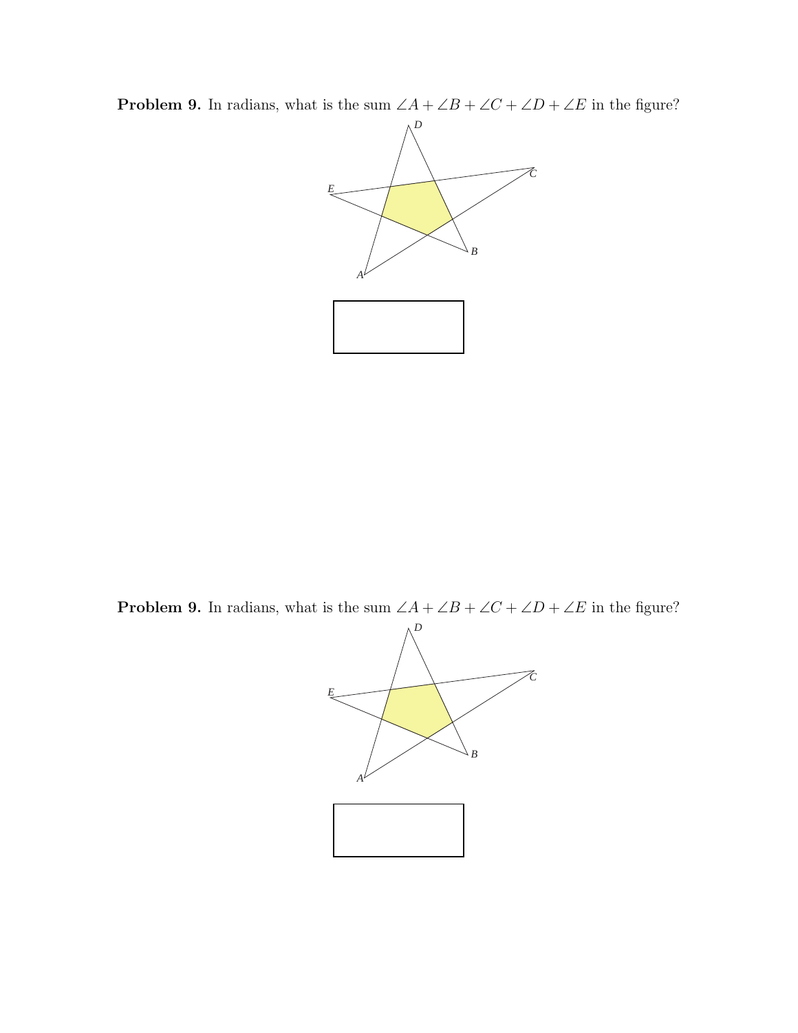**Problem 9.** In radians, what is the sum $\angle A + \angle B + \angle C + \angle D + \angle E$ in the figure?

**Problem 9.** In radians, what is the sum $\angle A + \angle B + \angle C + \angle D + \angle E$ in the figure?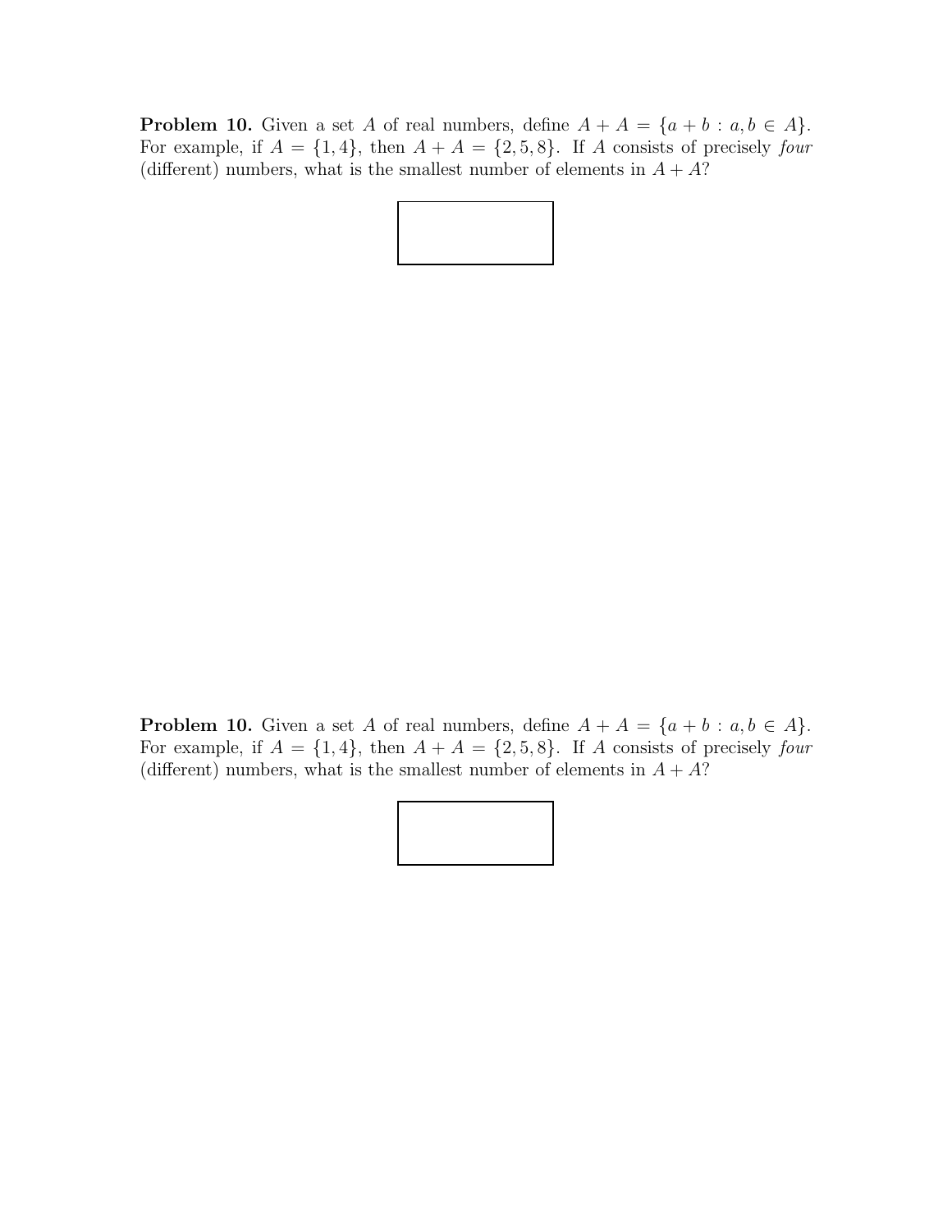**Problem 10.** Given a set $A$ of real numbers, define $A + A = \{a + b : a, b \in A\}$. For example, if $A = \{1, 4\}$, then $A + A = \{2, 5, 8\}$. If $A$ consists of precisely *four* (different) numbers, what is the smallest number of elements in $A + A$?

**Problem 10.** Given a set $A$ of real numbers, define $A + A = \{a + b : a, b \in A\}$. For example, if $A = \{1, 4\}$, then $A + A = \{2, 5, 8\}$. If $A$ consists of precisely *four* (different) numbers, what is the smallest number of elements in $A + A$?